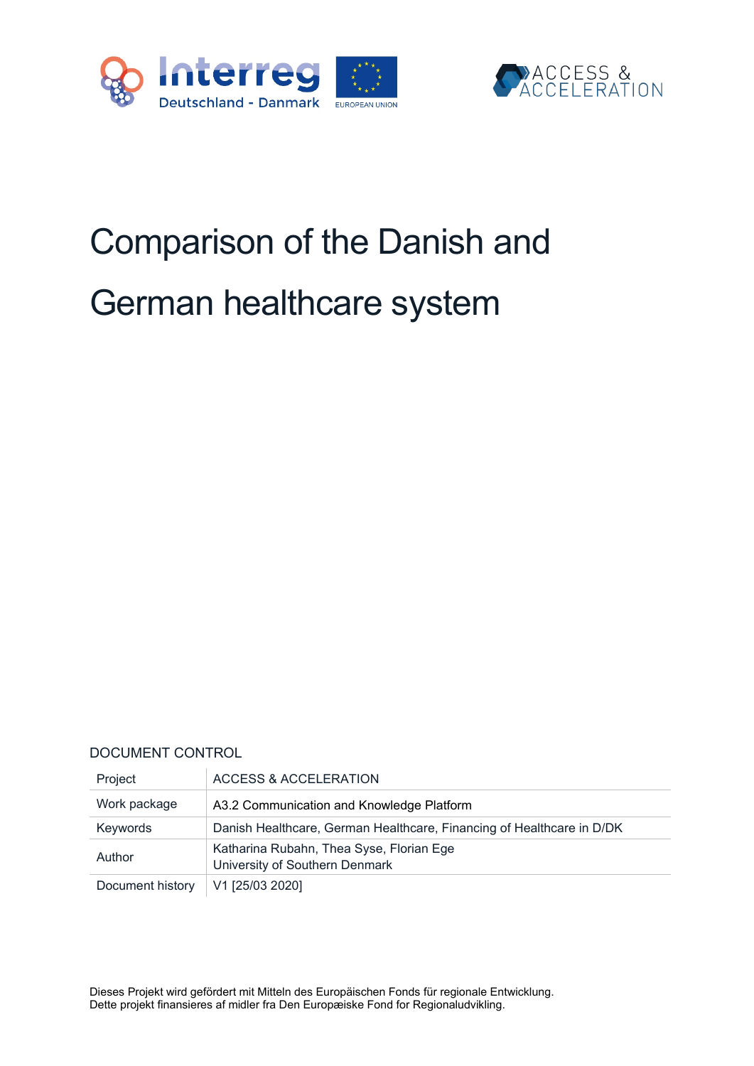# Comparison of the Danish and German healthcare system

DOCUMENT CONTROL

| Project | ACCESS & ACCELERATION |
| --- | --- |
| Work package | A3.2 Communication and Knowledge Platform |
| Keywords | Danish Healthcare, German Healthcare, Financing of Healthcare in D/DK |
| Author | Katharina Rubahn, Thea Syse, Florian Ege<br>University of Southern Denmark |
| Document history | V1 [25/03 2020] |

Dieses Projekt wird gefördert mit Mitteln des Europäischen Fonds für regionale Entwicklung.
Dette projekt finansieres af midler fra Den Europæiske Fond for Regionaludvikling.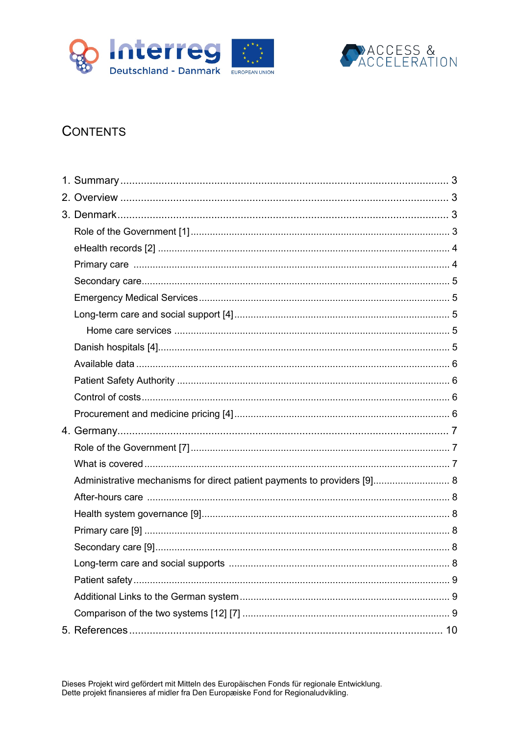# CONTENTS

1. Summary ............................................................................................................. 3
2. Overview ............................................................................................................ 3
3. Denmark ............................................................................................................. 3
   - Role of the Government [1] ............................................................................. 3
   - eHealth records [2] ......................................................................................... 4
   - Primary care ..................................................................................................... 4
   - Secondary care ................................................................................................. 5
   - Emergency Medical Services ............................................................................ 5
   - Long-term care and social support [4] ............................................................. 5
     - Home care services ....................................................................................... 5
   - Danish hospitals [4] ......................................................................................... 5
   - Available data .................................................................................................. 6
   - Patient Safety Authority ................................................................................... 6
   - Control of costs ................................................................................................ 6
   - Procurement and medicine pricing [4] ............................................................. 6
4. Germany ............................................................................................................. 7
   - Role of the Government [7] ............................................................................. 7
   - What is covered ................................................................................................ 7
   - Administrative mechanisms for direct patient payments to providers [9] ......... 8
   - After-hours care ................................................................................................ 8
   - Health system governance [9] .......................................................................... 8
   - Primary care [9] ................................................................................................ 8
   - Secondary care [9] ............................................................................................ 8
   - Long-term care and social supports .................................................................. 8
   - Patient safety .................................................................................................... 9
   - Additional Links to the German system ........................................................... 9
   - Comparison of the two systems [12] [7] ........................................................... 9
5. References ........................................................................................................... 10

Dieses Projekt wird gefördert mit Mitteln des Europäischen Fonds für regionale Entwicklung.
Dette projekt finansieres af midler fra Den Europæiske Fond for Regionaludvikling.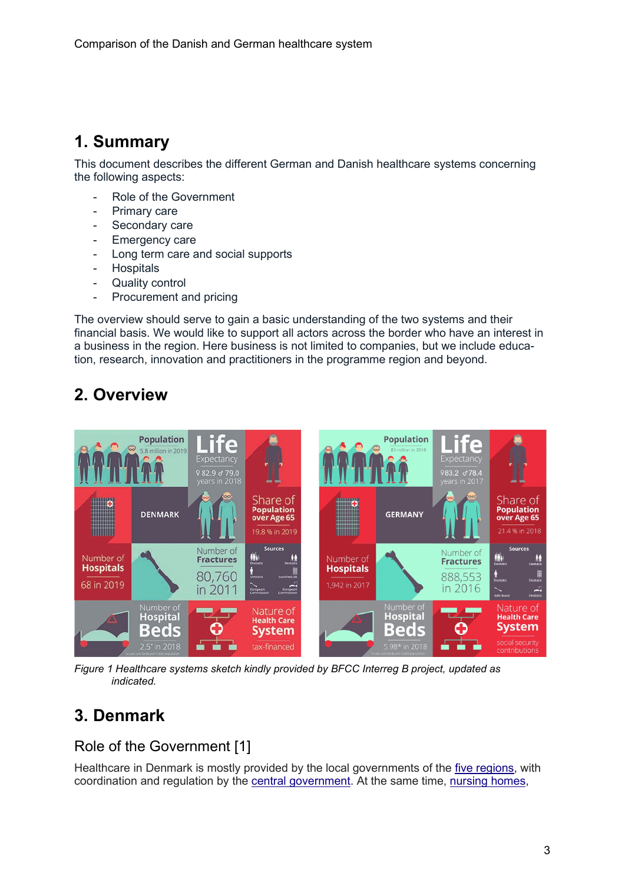# 1. Summary

This document describes the different German and Danish healthcare systems concerning the following aspects:

- Role of the Government
- Primary care
- Secondary care
- Emergency care
- Long term care and social supports
- Hospitals
- Quality control
- Procurement and pricing

The overview should serve to gain a basic understanding of the two systems and their financial basis. We would like to support all actors across the border who have an interest in a business in the region. Here business is not limited to companies, but we include education, research, innovation and practitioners in the programme region and beyond.

# 2. Overview

*Figure 1 Healthcare systems sketch kindly provided by BFCC Interreg B project, updated as indicated.*

# 3. Denmark

## Role of the Government [1]

Healthcare in Denmark is mostly provided by the local governments of the five regions, with coordination and regulation by the central government. At the same time, nursing homes,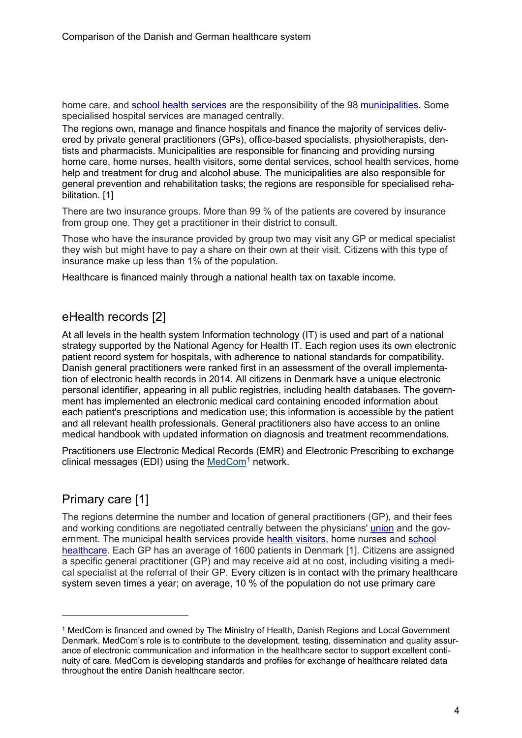home care, and school health services are the responsibility of the 98 municipalities. Some specialised hospital services are managed centrally.

The regions own, manage and finance hospitals and finance the majority of services delivered by private general practitioners (GPs), office-based specialists, physiotherapists, dentists and pharmacists. Municipalities are responsible for financing and providing nursing home care, home nurses, health visitors, some dental services, school health services, home help and treatment for drug and alcohol abuse. The municipalities are also responsible for general prevention and rehabilitation tasks; the regions are responsible for specialised rehabilitation. [1]

There are two insurance groups. More than 99 % of the patients are covered by insurance from group one. They get a practitioner in their district to consult.

Those who have the insurance provided by group two may visit any GP or medical specialist they wish but might have to pay a share on their own at their visit. Citizens with this type of insurance make up less than 1% of the population.

Healthcare is financed mainly through a national health tax on taxable income.

## eHealth records [2]

At all levels in the health system Information technology (IT) is used and part of a national strategy supported by the National Agency for Health IT. Each region uses its own electronic patient record system for hospitals, with adherence to national standards for compatibility. Danish general practitioners were ranked first in an assessment of the overall implementation of electronic health records in 2014. All citizens in Denmark have a unique electronic personal identifier, appearing in all public registries, including health databases. The government has implemented an electronic medical card containing encoded information about each patient's prescriptions and medication use; this information is accessible by the patient and all relevant health professionals. General practitioners also have access to an online medical handbook with updated information on diagnosis and treatment recommendations.

Practitioners use Electronic Medical Records (EMR) and Electronic Prescribing to exchange clinical messages (EDI) using the MedCom[1] network.

## Primary care [1]

The regions determine the number and location of general practitioners (GP), and their fees and working conditions are negotiated centrally between the physicians' union and the government. The municipal health services provide health visitors, home nurses and school healthcare. Each GP has an average of 1600 patients in Denmark [1]. Citizens are assigned a specific general practitioner (GP) and may receive aid at no cost, including visiting a medical specialist at the referral of their GP. Every citizen is in contact with the primary healthcare system seven times a year; on average, 10 % of the population do not use primary care

---

[1] MedCom is financed and owned by The Ministry of Health, Danish Regions and Local Government Denmark. MedCom's role is to contribute to the development, testing, dissemination and quality assurance of electronic communication and information in the healthcare sector to support excellent continuity of care. MedCom is developing standards and profiles for exchange of healthcare related data throughout the entire Danish healthcare sector.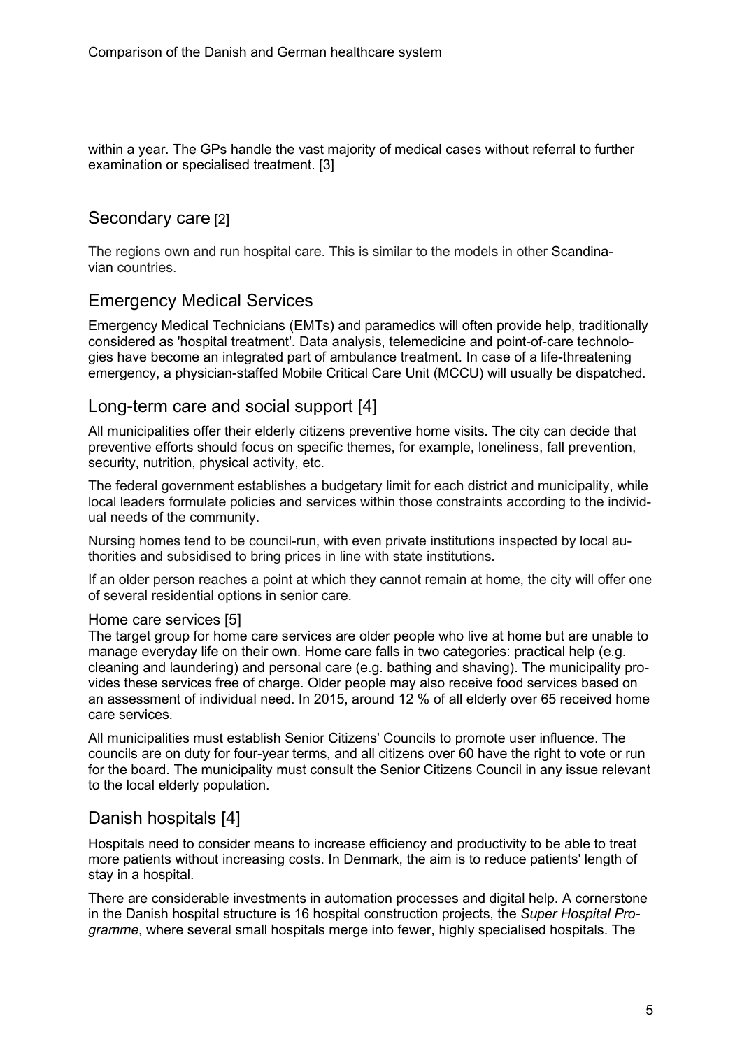within a year. The GPs handle the vast majority of medical cases without referral to further examination or specialised treatment. [3]

## Secondary care [2]

The regions own and run hospital care. This is similar to the models in other Scandinavian countries.

## Emergency Medical Services

Emergency Medical Technicians (EMTs) and paramedics will often provide help, traditionally considered as 'hospital treatment'. Data analysis, telemedicine and point-of-care technologies have become an integrated part of ambulance treatment. In case of a life-threatening emergency, a physician-staffed Mobile Critical Care Unit (MCCU) will usually be dispatched.

## Long-term care and social support [4]

All municipalities offer their elderly citizens preventive home visits. The city can decide that preventive efforts should focus on specific themes, for example, loneliness, fall prevention, security, nutrition, physical activity, etc.

The federal government establishes a budgetary limit for each district and municipality, while local leaders formulate policies and services within those constraints according to the individual needs of the community.

Nursing homes tend to be council-run, with even private institutions inspected by local authorities and subsidised to bring prices in line with state institutions.

If an older person reaches a point at which they cannot remain at home, the city will offer one of several residential options in senior care.

### Home care services [5]

The target group for home care services are older people who live at home but are unable to manage everyday life on their own. Home care falls in two categories: practical help (e.g. cleaning and laundering) and personal care (e.g. bathing and shaving). The municipality provides these services free of charge. Older people may also receive food services based on an assessment of individual need. In 2015, around 12 % of all elderly over 65 received home care services.

All municipalities must establish Senior Citizens' Councils to promote user influence. The councils are on duty for four-year terms, and all citizens over 60 have the right to vote or run for the board. The municipality must consult the Senior Citizens Council in any issue relevant to the local elderly population.

## Danish hospitals [4]

Hospitals need to consider means to increase efficiency and productivity to be able to treat more patients without increasing costs. In Denmark, the aim is to reduce patients' length of stay in a hospital.

There are considerable investments in automation processes and digital help. A cornerstone in the Danish hospital structure is 16 hospital construction projects, the *Super Hospital Programme*, where several small hospitals merge into fewer, highly specialised hospitals. The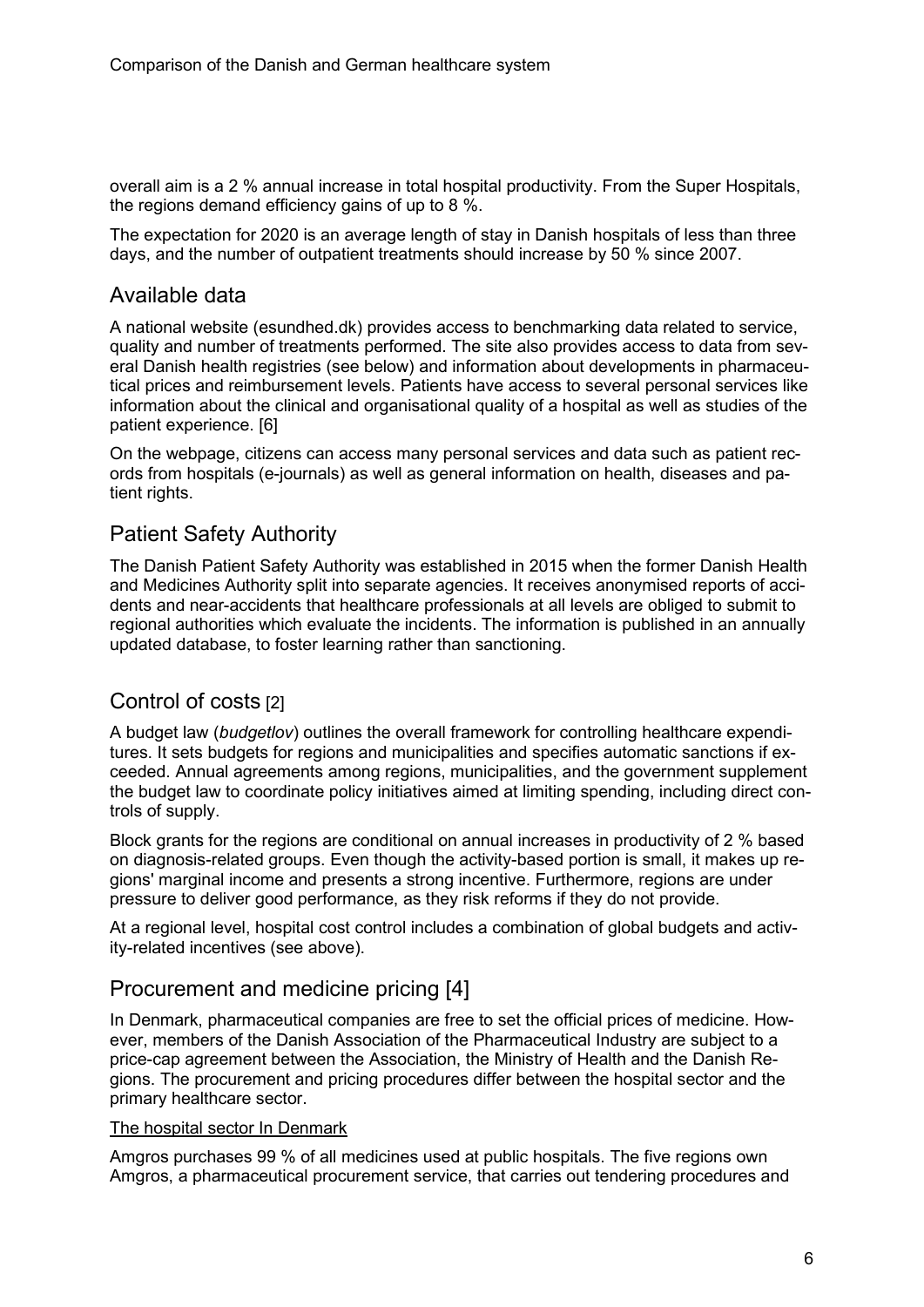overall aim is a 2 % annual increase in total hospital productivity. From the Super Hospitals, the regions demand efficiency gains of up to 8 %.

The expectation for 2020 is an average length of stay in Danish hospitals of less than three days, and the number of outpatient treatments should increase by 50 % since 2007.

## Available data

A national website (esundhed.dk) provides access to benchmarking data related to service, quality and number of treatments performed. The site also provides access to data from several Danish health registries (see below) and information about developments in pharmaceutical prices and reimbursement levels. Patients have access to several personal services like information about the clinical and organisational quality of a hospital as well as studies of the patient experience. [6]

On the webpage, citizens can access many personal services and data such as patient records from hospitals (e-journals) as well as general information on health, diseases and patient rights.

## Patient Safety Authority

The Danish Patient Safety Authority was established in 2015 when the former Danish Health and Medicines Authority split into separate agencies. It receives anonymised reports of accidents and near-accidents that healthcare professionals at all levels are obliged to submit to regional authorities which evaluate the incidents. The information is published in an annually updated database, to foster learning rather than sanctioning.

## Control of costs [2]

A budget law (*budgetlov*) outlines the overall framework for controlling healthcare expenditures. It sets budgets for regions and municipalities and specifies automatic sanctions if exceeded. Annual agreements among regions, municipalities, and the government supplement the budget law to coordinate policy initiatives aimed at limiting spending, including direct controls of supply.

Block grants for the regions are conditional on annual increases in productivity of 2 % based on diagnosis-related groups. Even though the activity-based portion is small, it makes up regions' marginal income and presents a strong incentive. Furthermore, regions are under pressure to deliver good performance, as they risk reforms if they do not provide.

At a regional level, hospital cost control includes a combination of global budgets and activity-related incentives (see above).

## Procurement and medicine pricing [4]

In Denmark, pharmaceutical companies are free to set the official prices of medicine. However, members of the Danish Association of the Pharmaceutical Industry are subject to a price-cap agreement between the Association, the Ministry of Health and the Danish Regions. The procurement and pricing procedures differ between the hospital sector and the primary healthcare sector.

The hospital sector In Denmark

Amgros purchases 99 % of all medicines used at public hospitals. The five regions own Amgros, a pharmaceutical procurement service, that carries out tendering procedures and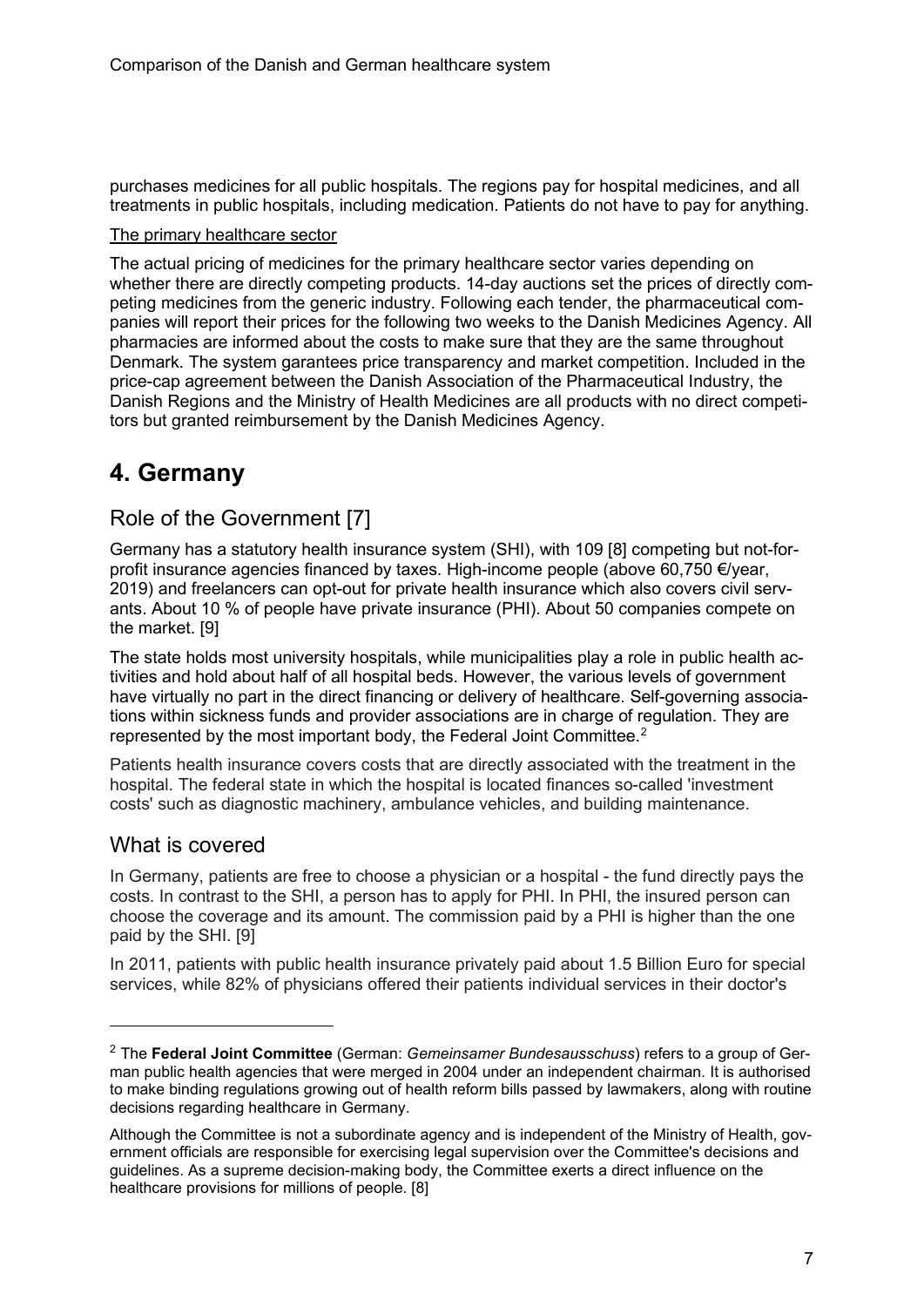purchases medicines for all public hospitals. The regions pay for hospital medicines, and all treatments in public hospitals, including medication. Patients do not have to pay for anything.

The primary healthcare sector

The actual pricing of medicines for the primary healthcare sector varies depending on whether there are directly competing products. 14-day auctions set the prices of directly competing medicines from the generic industry. Following each tender, the pharmaceutical companies will report their prices for the following two weeks to the Danish Medicines Agency. All pharmacies are informed about the costs to make sure that they are the same throughout Denmark. The system garantees price transparency and market competition. Included in the price-cap agreement between the Danish Association of the Pharmaceutical Industry, the Danish Regions and the Ministry of Health Medicines are all products with no direct competitors but granted reimbursement by the Danish Medicines Agency.

# 4. Germany

## Role of the Government [7]

Germany has a statutory health insurance system (SHI), with 109 [8] competing but not-for-profit insurance agencies financed by taxes. High-income people (above 60,750 €/year, 2019) and freelancers can opt-out for private health insurance which also covers civil servants. About 10 % of people have private insurance (PHI). About 50 companies compete on the market. [9]

The state holds most university hospitals, while municipalities play a role in public health activities and hold about half of all hospital beds. However, the various levels of government have virtually no part in the direct financing or delivery of healthcare. Self-governing associations within sickness funds and provider associations are in charge of regulation. They are represented by the most important body, the Federal Joint Committee.[2]

Patients health insurance covers costs that are directly associated with the treatment in the hospital. The federal state in which the hospital is located finances so-called 'investment costs' such as diagnostic machinery, ambulance vehicles, and building maintenance.

## What is covered

In Germany, patients are free to choose a physician or a hospital - the fund directly pays the costs. In contrast to the SHI, a person has to apply for PHI. In PHI, the insured person can choose the coverage and its amount. The commission paid by a PHI is higher than the one paid by the SHI. [9]

In 2011, patients with public health insurance privately paid about 1.5 Billion Euro for special services, while 82% of physicians offered their patients individual services in their doctor's

---

[2] The **Federal Joint Committee** (German: *Gemeinsamer Bundesausschuss*) refers to a group of German public health agencies that were merged in 2004 under an independent chairman. It is authorised to make binding regulations growing out of health reform bills passed by lawmakers, along with routine decisions regarding healthcare in Germany.

Although the Committee is not a subordinate agency and is independent of the Ministry of Health, government officials are responsible for exercising legal supervision over the Committee's decisions and guidelines. As a supreme decision-making body, the Committee exerts a direct influence on the healthcare provisions for millions of people. [8]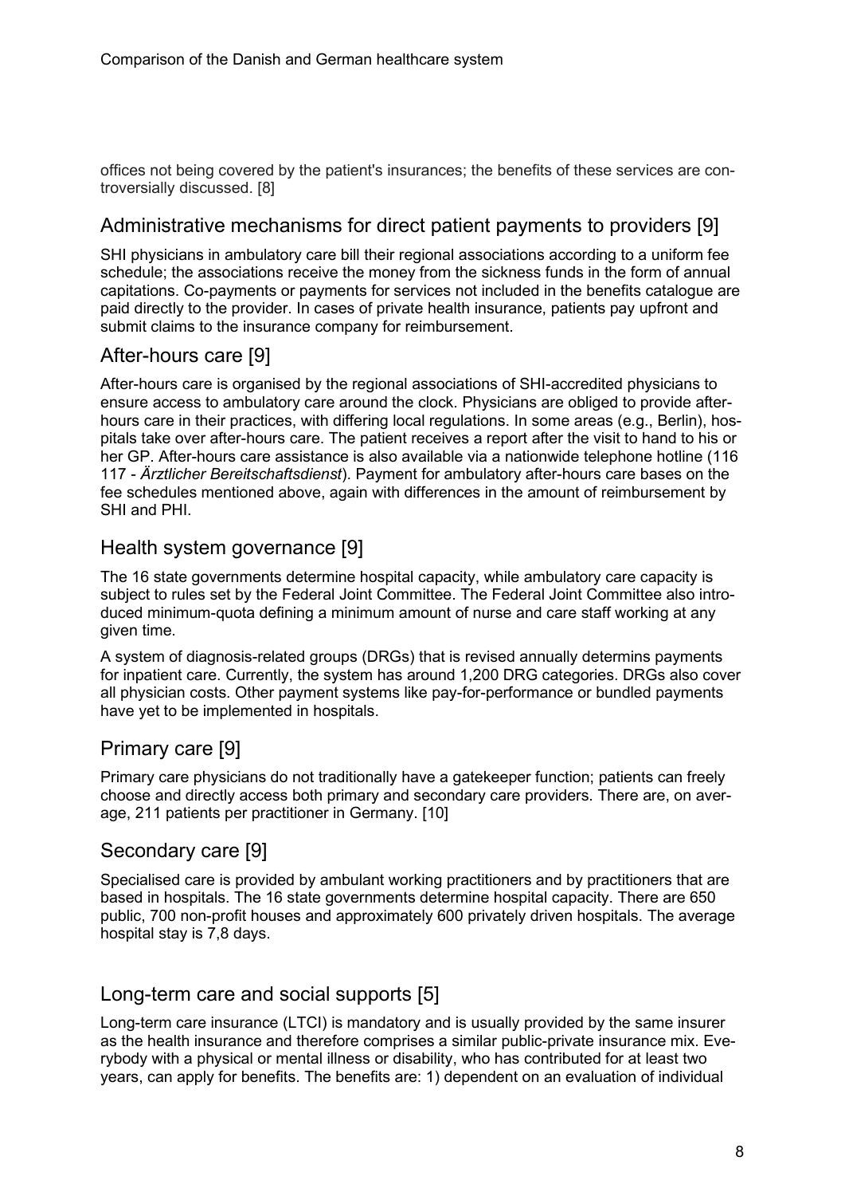offices not being covered by the patient's insurances; the benefits of these services are controversially discussed. [8]

## Administrative mechanisms for direct patient payments to providers [9]

SHI physicians in ambulatory care bill their regional associations according to a uniform fee schedule; the associations receive the money from the sickness funds in the form of annual capitations. Co-payments or payments for services not included in the benefits catalogue are paid directly to the provider. In cases of private health insurance, patients pay upfront and submit claims to the insurance company for reimbursement.

## After-hours care [9]

After-hours care is organised by the regional associations of SHI-accredited physicians to ensure access to ambulatory care around the clock. Physicians are obliged to provide after-hours care in their practices, with differing local regulations. In some areas (e.g., Berlin), hospitals take over after-hours care. The patient receives a report after the visit to hand to his or her GP. After-hours care assistance is also available via a nationwide telephone hotline (116 117 - *Ärztlicher Bereitschaftsdienst*). Payment for ambulatory after-hours care bases on the fee schedules mentioned above, again with differences in the amount of reimbursement by SHI and PHI.

## Health system governance [9]

The 16 state governments determine hospital capacity, while ambulatory care capacity is subject to rules set by the Federal Joint Committee. The Federal Joint Committee also introduced minimum-quota defining a minimum amount of nurse and care staff working at any given time.

A system of diagnosis-related groups (DRGs) that is revised annually determins payments for inpatient care. Currently, the system has around 1,200 DRG categories. DRGs also cover all physician costs. Other payment systems like pay-for-performance or bundled payments have yet to be implemented in hospitals.

## Primary care [9]

Primary care physicians do not traditionally have a gatekeeper function; patients can freely choose and directly access both primary and secondary care providers. There are, on average, 211 patients per practitioner in Germany. [10]

## Secondary care [9]

Specialised care is provided by ambulant working practitioners and by practitioners that are based in hospitals. The 16 state governments determine hospital capacity. There are 650 public, 700 non-profit houses and approximately 600 privately driven hospitals. The average hospital stay is 7,8 days.

## Long-term care and social supports [5]

Long-term care insurance (LTCI) is mandatory and is usually provided by the same insurer as the health insurance and therefore comprises a similar public-private insurance mix. Everybody with a physical or mental illness or disability, who has contributed for at least two years, can apply for benefits. The benefits are: 1) dependent on an evaluation of individual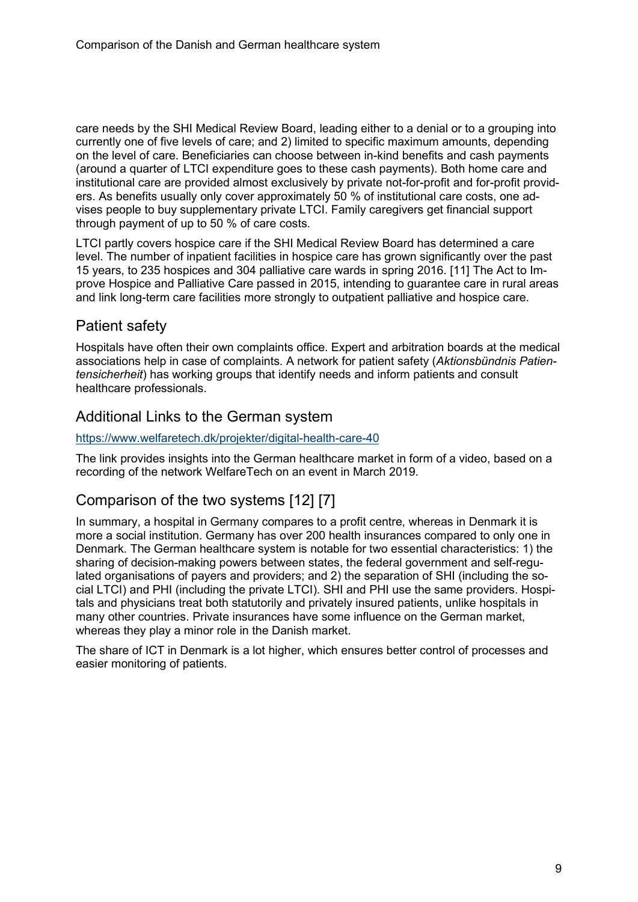care needs by the SHI Medical Review Board, leading either to a denial or to a grouping into currently one of five levels of care; and 2) limited to specific maximum amounts, depending on the level of care. Beneficiaries can choose between in-kind benefits and cash payments (around a quarter of LTCI expenditure goes to these cash payments). Both home care and institutional care are provided almost exclusively by private not-for-profit and for-profit providers. As benefits usually only cover approximately 50 % of institutional care costs, one advises people to buy supplementary private LTCI. Family caregivers get financial support through payment of up to 50 % of care costs.

LTCI partly covers hospice care if the SHI Medical Review Board has determined a care level. The number of inpatient facilities in hospice care has grown significantly over the past 15 years, to 235 hospices and 304 palliative care wards in spring 2016. [11] The Act to Improve Hospice and Palliative Care passed in 2015, intending to guarantee care in rural areas and link long-term care facilities more strongly to outpatient palliative and hospice care.

## Patient safety

Hospitals have often their own complaints office. Expert and arbitration boards at the medical associations help in case of complaints. A network for patient safety (*Aktionsbündnis Patientensicherheit*) has working groups that identify needs and inform patients and consult healthcare professionals.

## Additional Links to the German system

https://www.welfaretech.dk/projekter/digital-health-care-40

The link provides insights into the German healthcare market in form of a video, based on a recording of the network WelfareTech on an event in March 2019.

## Comparison of the two systems [12] [7]

In summary, a hospital in Germany compares to a profit centre, whereas in Denmark it is more a social institution. Germany has over 200 health insurances compared to only one in Denmark. The German healthcare system is notable for two essential characteristics: 1) the sharing of decision-making powers between states, the federal government and self-regulated organisations of payers and providers; and 2) the separation of SHI (including the social LTCI) and PHI (including the private LTCI). SHI and PHI use the same providers. Hospitals and physicians treat both statutorily and privately insured patients, unlike hospitals in many other countries. Private insurances have some influence on the German market, whereas they play a minor role in the Danish market.

The share of ICT in Denmark is a lot higher, which ensures better control of processes and easier monitoring of patients.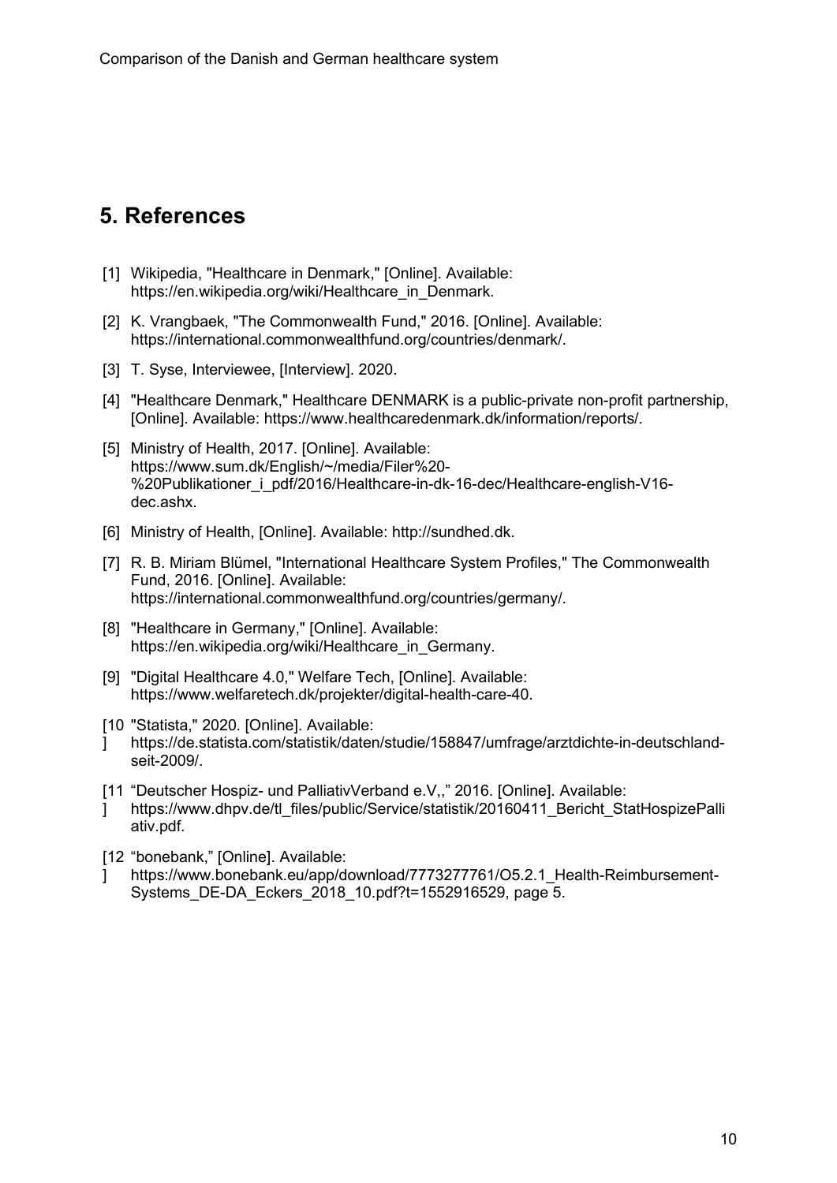## 5. References

[1] Wikipedia, "Healthcare in Denmark," [Online]. Available: https://en.wikipedia.org/wiki/Healthcare_in_Denmark.

[2] K. Vrangbaek, "The Commonwealth Fund," 2016. [Online]. Available: https://international.commonwealthfund.org/countries/denmark/.

[3] T. Syse, Interviewee, [Interview]. 2020.

[4] "Healthcare Denmark," Healthcare DENMARK is a public-private non-profit partnership, [Online]. Available: https://www.healthcaredenmark.dk/information/reports/.

[5] Ministry of Health, 2017. [Online]. Available: https://www.sum.dk/English/~/media/Filer%20-%20Publikationer_i_pdf/2016/Healthcare-in-dk-16-dec/Healthcare-english-V16-dec.ashx.

[6] Ministry of Health, [Online]. Available: http://sundhed.dk.

[7] R. B. Miriam Blümel, "International Healthcare System Profiles," The Commonwealth Fund, 2016. [Online]. Available: https://international.commonwealthfund.org/countries/germany/.

[8] "Healthcare in Germany," [Online]. Available: https://en.wikipedia.org/wiki/Healthcare_in_Germany.

[9] "Digital Healthcare 4.0," Welfare Tech, [Online]. Available: https://www.welfaretech.dk/projekter/digital-health-care-40.

[10] "Statista," 2020. [Online]. Available: https://de.statista.com/statistik/daten/studie/158847/umfrage/arztdichte-in-deutschland-seit-2009/.

[11] "Deutscher Hospiz- und PalliativVerband e.V,," 2016. [Online]. Available: https://www.dhpv.de/tl_files/public/Service/statistik/20160411_Bericht_StatHospizePalliativ.pdf.

[12] "bonebank," [Online]. Available: https://www.bonebank.eu/app/download/7773277761/O5.2.1_Health-Reimbursement-Systems_DE-DA_Eckers_2018_10.pdf?t=1552916529, page 5.